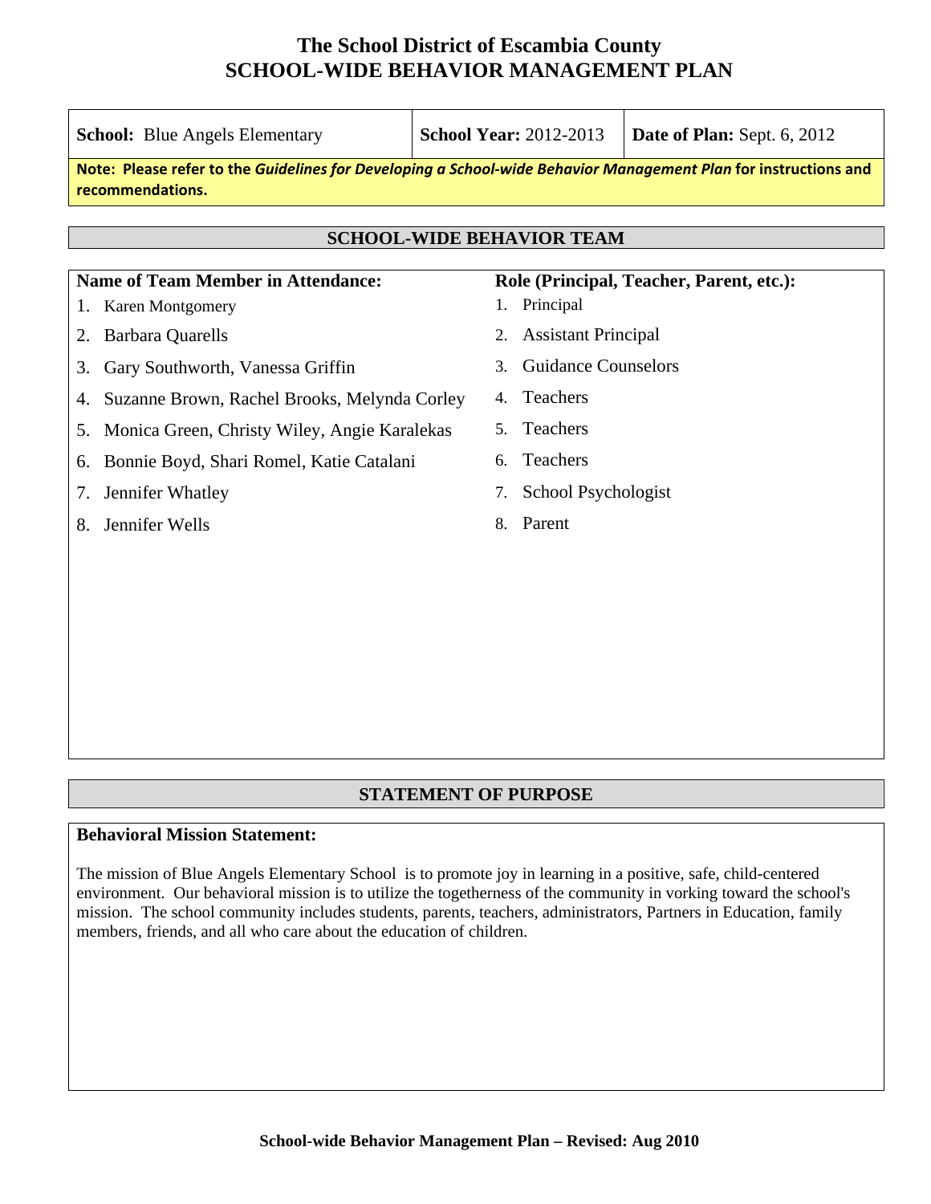# The School District of Escambia County
# SCHOOL-WIDE BEHAVIOR MANAGEMENT PLAN

| **School:** Blue Angels Elementary | **School Year:** 2012-2013 | **Date of Plan:** Sept. 6, 2012 |
|---|---|---|

**Note: Please refer to the *Guidelines for Developing a School-wide Behavior Management Plan* for instructions and recommendations.**

## SCHOOL-WIDE BEHAVIOR TEAM

| Name of Team Member in Attendance: | Role (Principal, Teacher, Parent, etc.): |
|---|---|
| 1. Karen Montgomery | 1. Principal |
| 2. Barbara Quarells | 2. Assistant Principal |
| 3. Gary Southworth, Vanessa Griffin | 3. Guidance Counselors |
| 4. Suzanne Brown, Rachel Brooks, Melynda Corley | 4. Teachers |
| 5. Monica Green, Christy Wiley, Angie Karalekas | 5. Teachers |
| 6. Bonnie Boyd, Shari Romel, Katie Catalani | 6. Teachers |
| 7. Jennifer Whatley | 7. School Psychologist |
| 8. Jennifer Wells | 8. Parent |

## STATEMENT OF PURPOSE

**Behavioral Mission Statement:**

The mission of Blue Angels Elementary School is to promote joy in learning in a positive, safe, child-centered environment. Our behavioral mission is to utilize the togetherness of the community in vorking toward the school's mission. The school community includes students, parents, teachers, administrators, Partners in Education, family members, friends, and all who care about the education of children.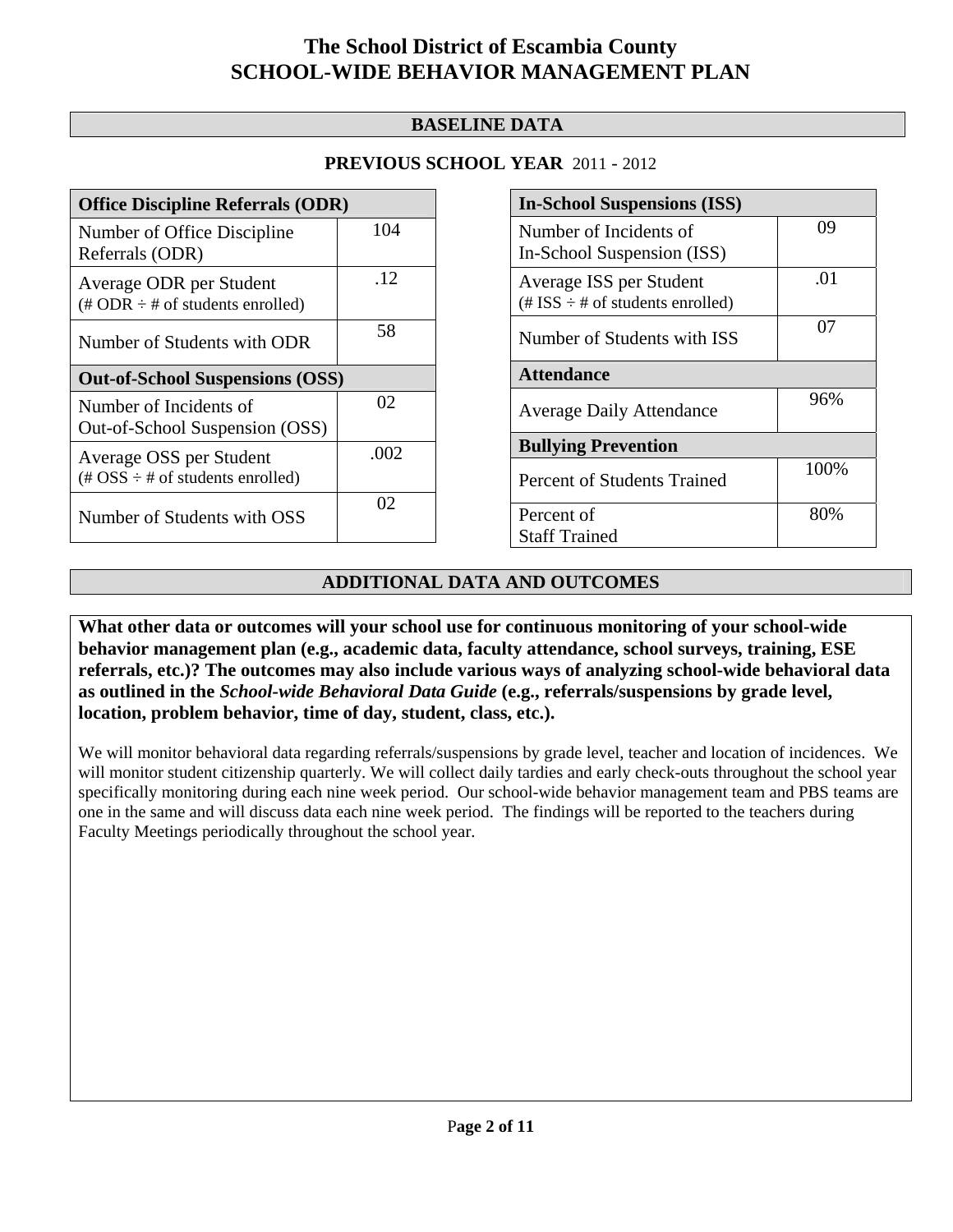# The School District of Escambia County
# SCHOOL-WIDE BEHAVIOR MANAGEMENT PLAN

## BASELINE DATA

**PREVIOUS SCHOOL YEAR** 2011 - 2012

| **Office Discipline Referrals (ODR)** | |
|---|---|
| Number of Office Discipline Referrals (ODR) | 104 |
| Average ODR per Student (# ODR ÷ # of students enrolled) | .12 |
| Number of Students with ODR | 58 |
| **Out-of-School Suspensions (OSS)** | |
| Number of Incidents of Out-of-School Suspension (OSS) | 02 |
| Average OSS per Student (# OSS ÷ # of students enrolled) | .002 |
| Number of Students with OSS | 02 |

| **In-School Suspensions (ISS)** | |
|---|---|
| Number of Incidents of In-School Suspension (ISS) | 09 |
| Average ISS per Student (# ISS ÷ # of students enrolled) | .01 |
| Number of Students with ISS | 07 |
| **Attendance** | |
| Average Daily Attendance | 96% |
| **Bullying Prevention** | |
| Percent of Students Trained | 100% |
| Percent of Staff Trained | 80% |

## ADDITIONAL DATA AND OUTCOMES

**What other data or outcomes will your school use for continuous monitoring of your school-wide behavior management plan (e.g., academic data, faculty attendance, school surveys, training, ESE referrals, etc.)? The outcomes may also include various ways of analyzing school-wide behavioral data as outlined in the *School-wide Behavioral Data Guide* (e.g., referrals/suspensions by grade level, location, problem behavior, time of day, student, class, etc.).**

We will monitor behavioral data regarding referrals/suspensions by grade level, teacher and location of incidences. We will monitor student citizenship quarterly. We will collect daily tardies and early check-outs throughout the school year specifically monitoring during each nine week period. Our school-wide behavior management team and PBS teams are one in the same and will discuss data each nine week period. The findings will be reported to the teachers during Faculty Meetings periodically throughout the school year.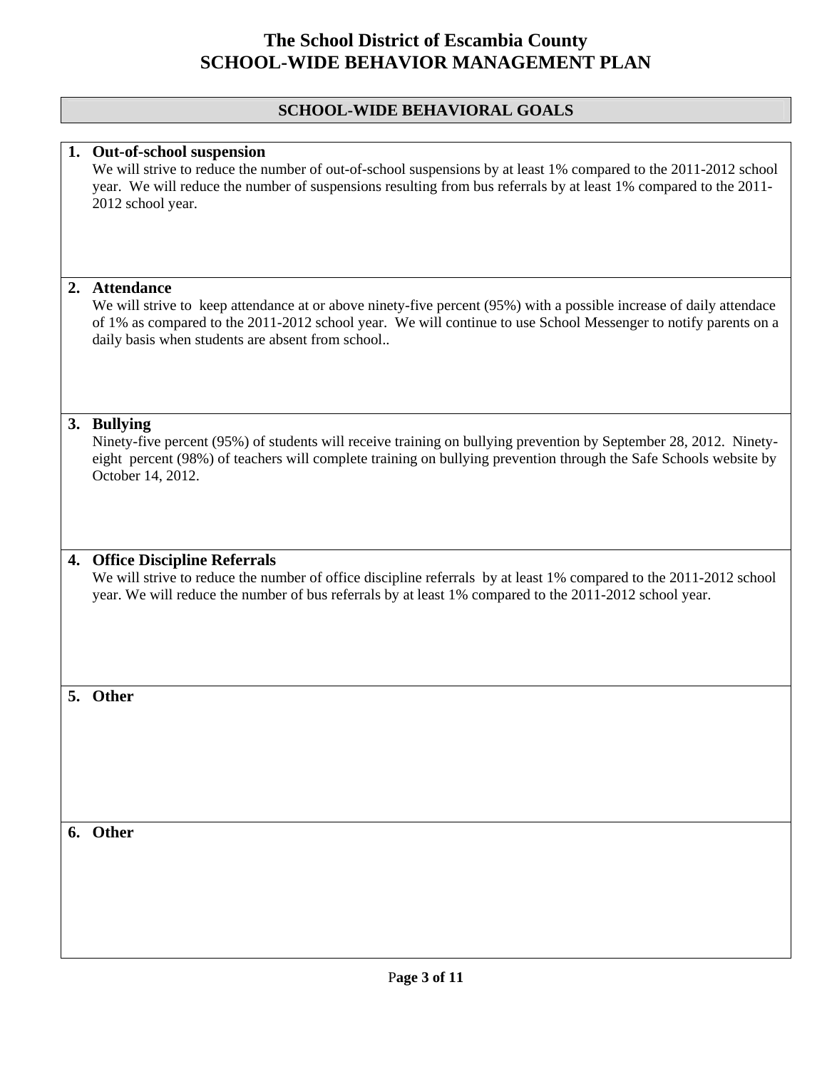# The School District of Escambia County
# SCHOOL-WIDE BEHAVIOR MANAGEMENT PLAN

## SCHOOL-WIDE BEHAVIORAL GOALS

**1. Out-of-school suspension**

We will strive to reduce the number of out-of-school suspensions by at least 1% compared to the 2011-2012 school year. We will reduce the number of suspensions resulting from bus referrals by at least 1% compared to the 2011-2012 school year.

**2. Attendance**

We will strive to keep attendance at or above ninety-five percent (95%) with a possible increase of daily attendace of 1% as compared to the 2011-2012 school year. We will continue to use School Messenger to notify parents on a daily basis when students are absent from school..

**3. Bullying**

Ninety-five percent (95%) of students will receive training on bullying prevention by September 28, 2012. Ninety-eight percent (98%) of teachers will complete training on bullying prevention through the Safe Schools website by October 14, 2012.

**4. Office Discipline Referrals**

We will strive to reduce the number of office discipline referrals by at least 1% compared to the 2011-2012 school year. We will reduce the number of bus referrals by at least 1% compared to the 2011-2012 school year.

**5. Other**

**6. Other**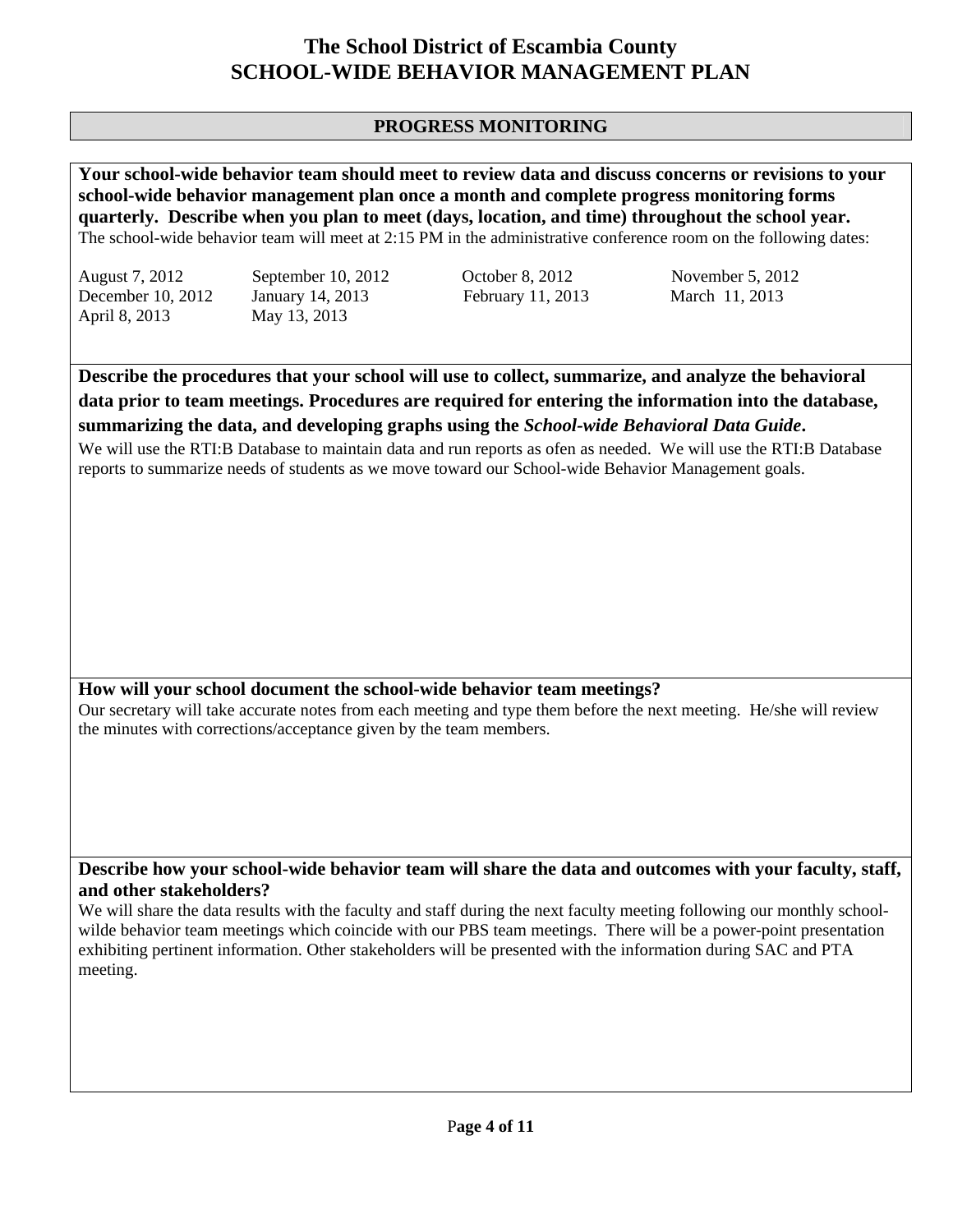# The School District of Escambia County
# SCHOOL-WIDE BEHAVIOR MANAGEMENT PLAN

## PROGRESS MONITORING

**Your school-wide behavior team should meet to review data and discuss concerns or revisions to your school-wide behavior management plan once a month and complete progress monitoring forms quarterly. Describe when you plan to meet (days, location, and time) throughout the school year.**

The school-wide behavior team will meet at 2:15 PM in the administrative conference room on the following dates:

| | | | |
|---|---|---|---|
| August 7, 2012 | September 10, 2012 | October 8, 2012 | November 5, 2012 |
| December 10, 2012 | January 14, 2013 | February 11, 2013 | March 11, 2013 |
| April 8, 2013 | May 13, 2013 | | |

**Describe the procedures that your school will use to collect, summarize, and analyze the behavioral data prior to team meetings. Procedures are required for entering the information into the database, summarizing the data, and developing graphs using the *School-wide Behavioral Data Guide*.**

We will use the RTI:B Database to maintain data and run reports as ofen as needed. We will use the RTI:B Database reports to summarize needs of students as we move toward our School-wide Behavior Management goals.

**How will your school document the school-wide behavior team meetings?**

Our secretary will take accurate notes from each meeting and type them before the next meeting. He/she will review the minutes with corrections/acceptance given by the team members.

**Describe how your school-wide behavior team will share the data and outcomes with your faculty, staff, and other stakeholders?**

We will share the data results with the faculty and staff during the next faculty meeting following our monthly school-wilde behavior team meetings which coincide with our PBS team meetings. There will be a power-point presentation exhibiting pertinent information. Other stakeholders will be presented with the information during SAC and PTA meeting.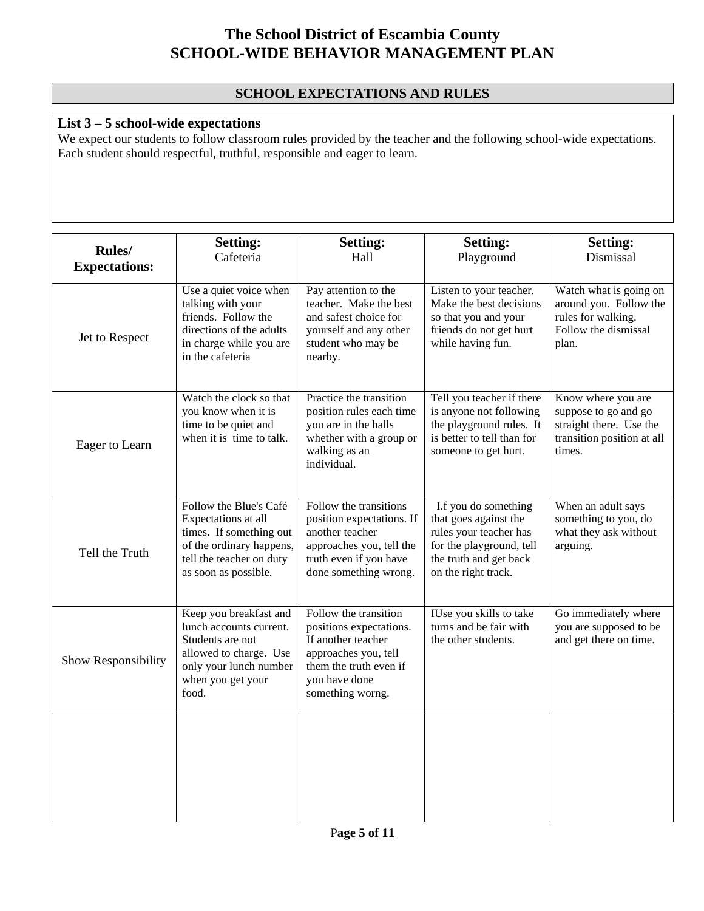# The School District of Escambia County
# SCHOOL-WIDE BEHAVIOR MANAGEMENT PLAN

## SCHOOL EXPECTATIONS AND RULES

**List 3 – 5 school-wide expectations**

We expect our students to follow classroom rules provided by the teacher and the following school-wide expectations. Each student should respectful, truthful, responsible and eager to learn.

| **Rules/ Expectations:** | **Setting:** Cafeteria | **Setting:** Hall | **Setting:** Playground | **Setting:** Dismissal |
|---|---|---|---|---|
| Jet to Respect | Use a quiet voice when talking with your friends. Follow the directions of the adults in charge while you are in the cafeteria | Pay attention to the teacher. Make the best and safest choice for yourself and any other student who may be nearby. | Listen to your teacher. Make the best decisions so that you and your friends do not get hurt while having fun. | Watch what is going on around you. Follow the rules for walking. Follow the dismissal plan. |
| Eager to Learn | Watch the clock so that you know when it is time to be quiet and when it is time to talk. | Practice the transition position rules each time you are in the halls whether with a group or walking as an individual. | Tell you teacher if there is anyone not following the playground rules. It is better to tell than for someone to get hurt. | Know where you are suppose to go and go straight there. Use the transition position at all times. |
| Tell the Truth | Follow the Blue's Café Expectations at all times. If something out of the ordinary happens, tell the teacher on duty as soon as possible. | Follow the transitions position expectations. If another teacher approaches you, tell the truth even if you have done something wrong. | I.f you do something that goes against the rules your teacher has for the playground, tell the truth and get back on the right track. | When an adult says something to you, do what they ask without arguing. |
| Show Responsibility | Keep you breakfast and lunch accounts current. Students are not allowed to charge. Use only your lunch number when you get your food. | Follow the transition positions expectations. If another teacher approaches you, tell them the truth even if you have done something worng. | IUse you skills to take turns and be fair with the other students. | Go immediately where you are supposed to be and get there on time. |
| | | | | |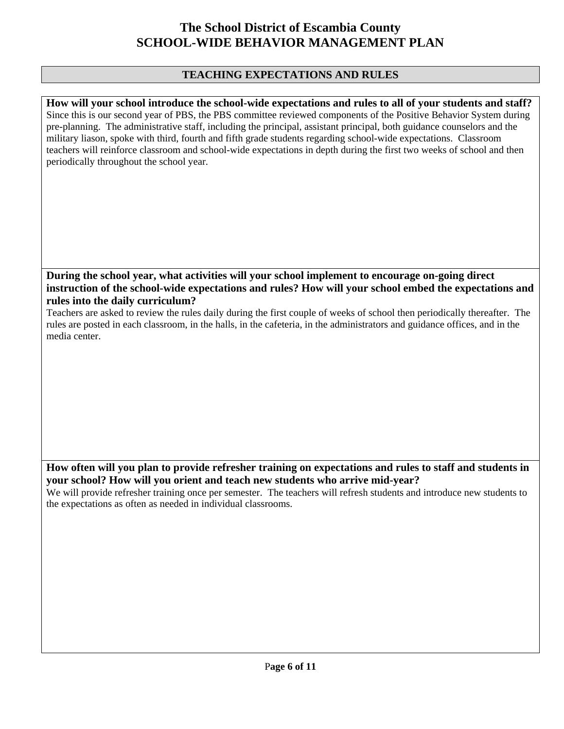# The School District of Escambia County
# SCHOOL-WIDE BEHAVIOR MANAGEMENT PLAN

## TEACHING EXPECTATIONS AND RULES

**How will your school introduce the school-wide expectations and rules to all of your students and staff?**

Since this is our second year of PBS, the PBS committee reviewed components of the Positive Behavior System during pre-planning. The administrative staff, including the principal, assistant principal, both guidance counselors and the military liason, spoke with third, fourth and fifth grade students regarding school-wide expectations. Classroom teachers will reinforce classroom and school-wide expectations in depth during the first two weeks of school and then periodically throughout the school year.

**During the school year, what activities will your school implement to encourage on-going direct instruction of the school-wide expectations and rules? How will your school embed the expectations and rules into the daily curriculum?**

Teachers are asked to review the rules daily during the first couple of weeks of school then periodically thereafter. The rules are posted in each classroom, in the halls, in the cafeteria, in the administrators and guidance offices, and in the media center.

**How often will you plan to provide refresher training on expectations and rules to staff and students in your school? How will you orient and teach new students who arrive mid-year?**

We will provide refresher training once per semester. The teachers will refresh students and introduce new students to the expectations as often as needed in individual classrooms.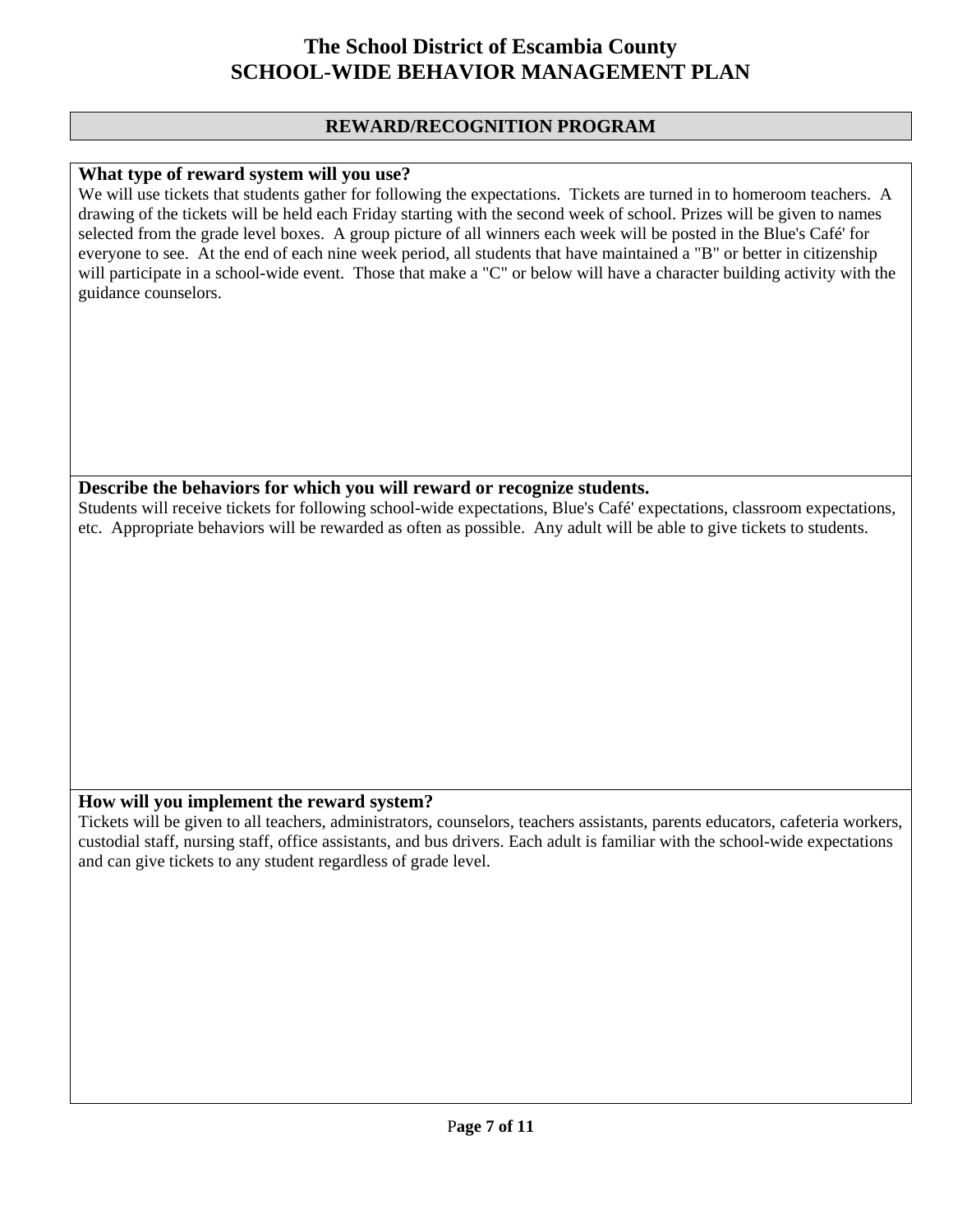# The School District of Escambia County
# SCHOOL-WIDE BEHAVIOR MANAGEMENT PLAN

## REWARD/RECOGNITION PROGRAM

**What type of reward system will you use?**

We will use tickets that students gather for following the expectations. Tickets are turned in to homeroom teachers. A drawing of the tickets will be held each Friday starting with the second week of school. Prizes will be given to names selected from the grade level boxes. A group picture of all winners each week will be posted in the Blue's Café' for everyone to see. At the end of each nine week period, all students that have maintained a "B" or better in citizenship will participate in a school-wide event. Those that make a "C" or below will have a character building activity with the guidance counselors.

**Describe the behaviors for which you will reward or recognize students.**

Students will receive tickets for following school-wide expectations, Blue's Café' expectations, classroom expectations, etc. Appropriate behaviors will be rewarded as often as possible. Any adult will be able to give tickets to students.

**How will you implement the reward system?**

Tickets will be given to all teachers, administrators, counselors, teachers assistants, parents educators, cafeteria workers, custodial staff, nursing staff, office assistants, and bus drivers. Each adult is familiar with the school-wide expectations and can give tickets to any student regardless of grade level.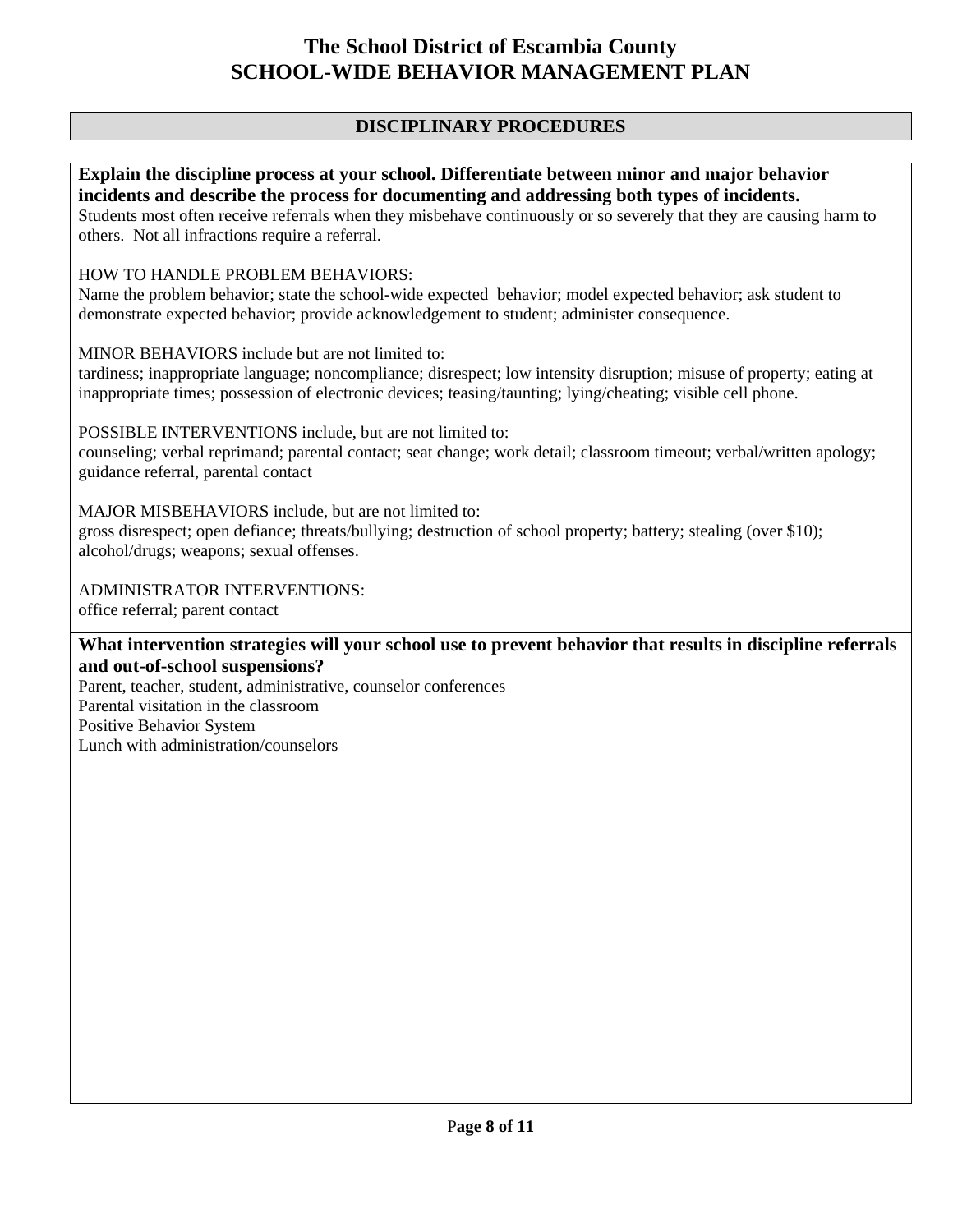# The School District of Escambia County
# SCHOOL-WIDE BEHAVIOR MANAGEMENT PLAN

## DISCIPLINARY PROCEDURES

**Explain the discipline process at your school. Differentiate between minor and major behavior incidents and describe the process for documenting and addressing both types of incidents.**

Students most often receive referrals when they misbehave continuously or so severely that they are causing harm to others. Not all infractions require a referral.

HOW TO HANDLE PROBLEM BEHAVIORS:
Name the problem behavior; state the school-wide expected behavior; model expected behavior; ask student to demonstrate expected behavior; provide acknowledgement to student; administer consequence.

MINOR BEHAVIORS include but are not limited to:
tardiness; inappropriate language; noncompliance; disrespect; low intensity disruption; misuse of property; eating at inappropriate times; possession of electronic devices; teasing/taunting; lying/cheating; visible cell phone.

POSSIBLE INTERVENTIONS include, but are not limited to:
counseling; verbal reprimand; parental contact; seat change; work detail; classroom timeout; verbal/written apology; guidance referral, parental contact

MAJOR MISBEHAVIORS include, but are not limited to:
gross disrespect; open defiance; threats/bullying; destruction of school property; battery; stealing (over $10); alcohol/drugs; weapons; sexual offenses.

ADMINISTRATOR INTERVENTIONS:
office referral; parent contact

**What intervention strategies will your school use to prevent behavior that results in discipline referrals and out-of-school suspensions?**

Parent, teacher, student, administrative, counselor conferences
Parental visitation in the classroom
Positive Behavior System
Lunch with administration/counselors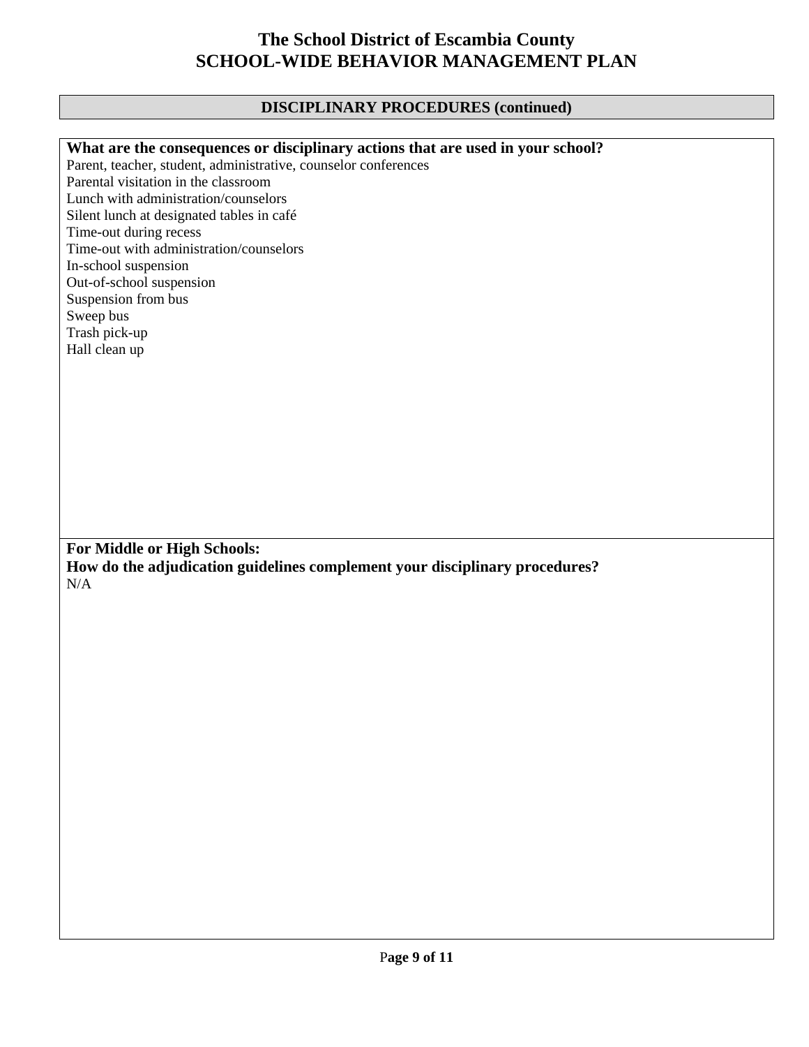# The School District of Escambia County
# SCHOOL-WIDE BEHAVIOR MANAGEMENT PLAN

## DISCIPLINARY PROCEDURES (continued)

**What are the consequences or disciplinary actions that are used in your school?**

Parent, teacher, student, administrative, counselor conferences
Parental visitation in the classroom
Lunch with administration/counselors
Silent lunch at designated tables in café
Time-out during recess
Time-out with administration/counselors
In-school suspension
Out-of-school suspension
Suspension from bus
Sweep bus
Trash pick-up
Hall clean up

**For Middle or High Schools:**
**How do the adjudication guidelines complement your disciplinary procedures?**

N/A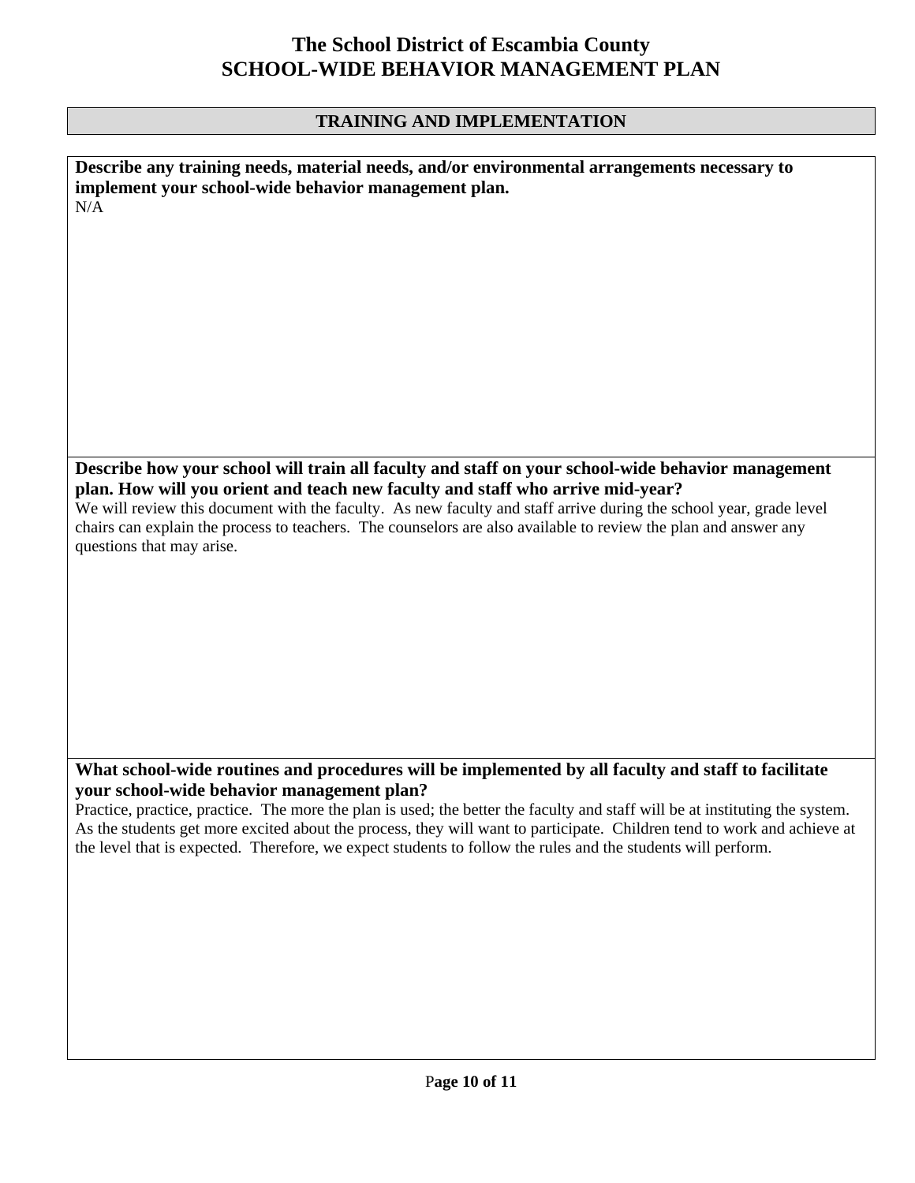# The School District of Escambia County
# SCHOOL-WIDE BEHAVIOR MANAGEMENT PLAN

## TRAINING AND IMPLEMENTATION

**Describe any training needs, material needs, and/or environmental arrangements necessary to implement your school-wide behavior management plan.**

N/A

**Describe how your school will train all faculty and staff on your school-wide behavior management plan. How will you orient and teach new faculty and staff who arrive mid-year?**

We will review this document with the faculty. As new faculty and staff arrive during the school year, grade level chairs can explain the process to teachers. The counselors are also available to review the plan and answer any questions that may arise.

**What school-wide routines and procedures will be implemented by all faculty and staff to facilitate your school-wide behavior management plan?**

Practice, practice, practice. The more the plan is used; the better the faculty and staff will be at instituting the system. As the students get more excited about the process, they will want to participate. Children tend to work and achieve at the level that is expected. Therefore, we expect students to follow the rules and the students will perform.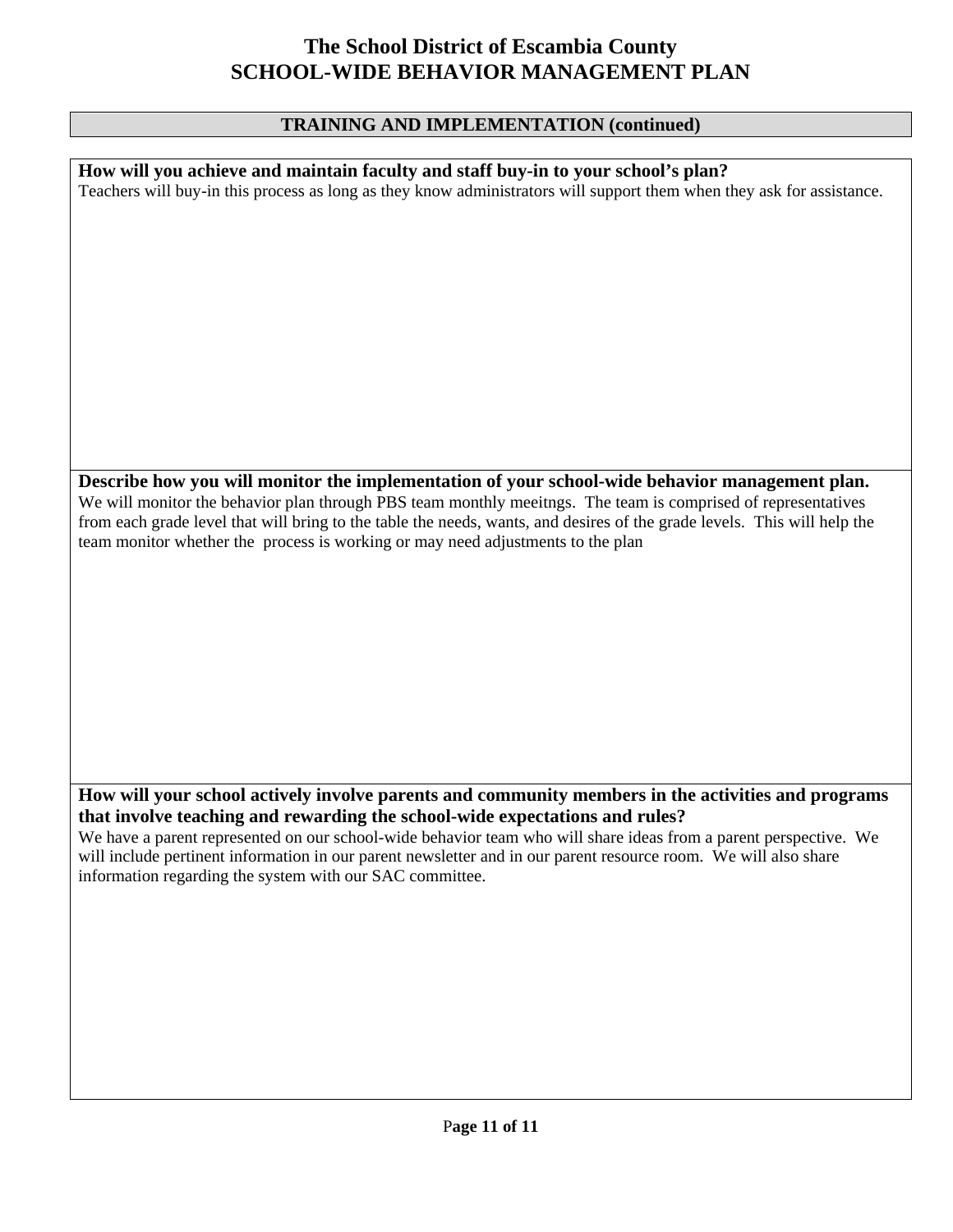# The School District of Escambia County
# SCHOOL-WIDE BEHAVIOR MANAGEMENT PLAN

## TRAINING AND IMPLEMENTATION (continued)

**How will you achieve and maintain faculty and staff buy-in to your school's plan?**

Teachers will buy-in this process as long as they know administrators will support them when they ask for assistance.

**Describe how you will monitor the implementation of your school-wide behavior management plan.**

We will monitor the behavior plan through PBS team monthly meeitngs. The team is comprised of representatives from each grade level that will bring to the table the needs, wants, and desires of the grade levels. This will help the team monitor whether the process is working or may need adjustments to the plan

**How will your school actively involve parents and community members in the activities and programs that involve teaching and rewarding the school-wide expectations and rules?**

We have a parent represented on our school-wide behavior team who will share ideas from a parent perspective. We will include pertinent information in our parent newsletter and in our parent resource room. We will also share information regarding the system with our SAC committee.